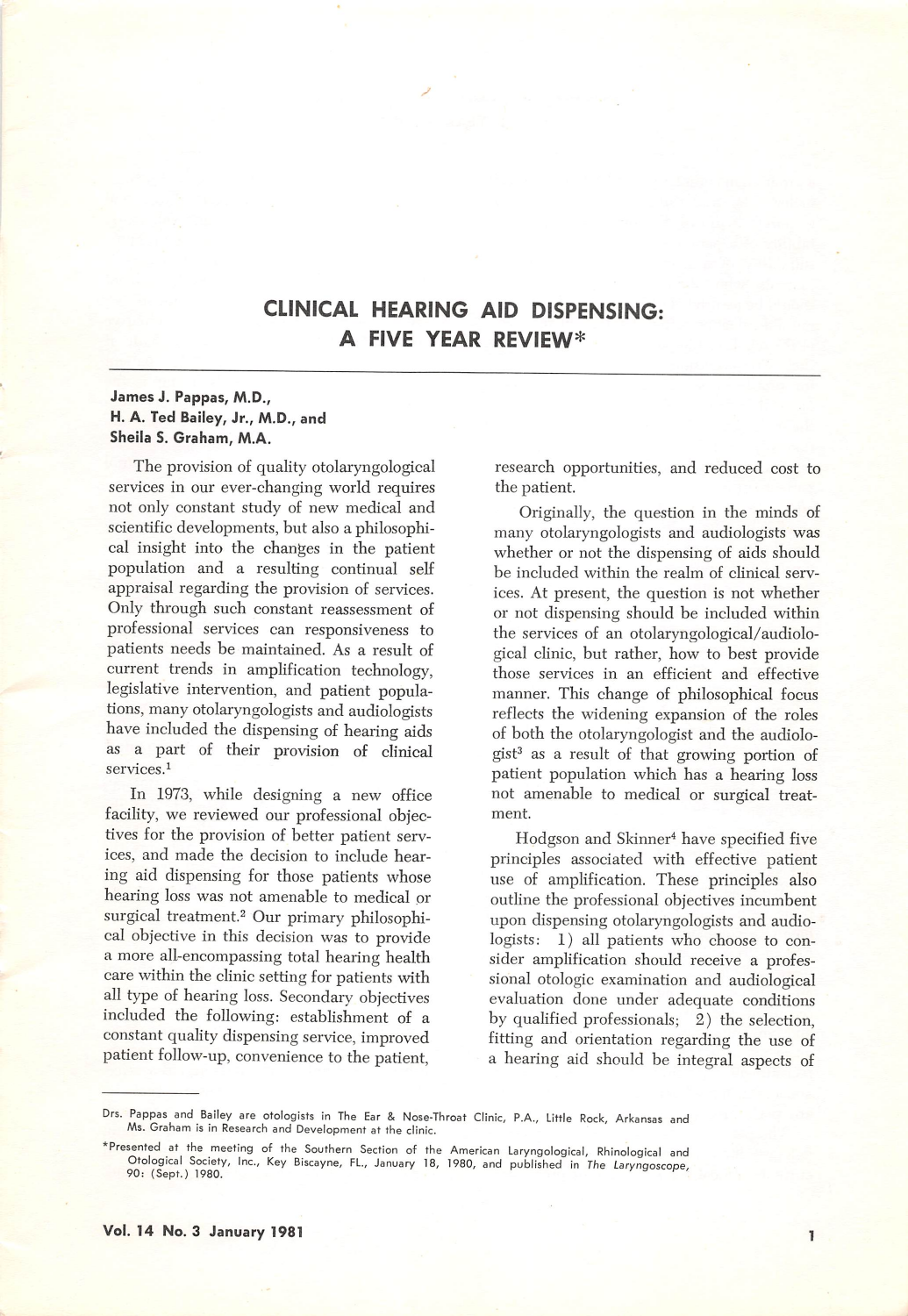# CLINICAL HEARING AID DISPENSING: A FIVE YEAR REVIEW*

**James J. Pappas, M.D., H. A. Ted Bailey, Jr., M.D., and Sheila S. Graham, M.A.**

The provision of quality otolaryngological services in our ever-changing world requires not only constant study of new medical and scientific developments, but also a philosophical insight into the changes in the patient population and a resulting continual self appraisal regarding the provision of services. Only through such constant reassessment of professional services can responsiveness to patients needs be maintained. As a result of current trends in amplification technology, legislative intervention, and patient populations, many otolaryngologists and audiologists have included the dispensing of hearing aids as a part of their provision of clinical services.[1]

In 1973, while designing a new office facility, we reviewed our professional objectives for the provision of better patient services, and made the decision to include hearing aid dispensing for those patients whose hearing loss was not amenable to medical or surgical treatment.[2] Our primary philosophical objective in this decision was to provide a more all-encompassing total hearing health care within the clinic setting for patients with all type of hearing loss. Secondary objectives included the following: establishment of a constant quality dispensing service, improved patient follow-up, convenience to the patient, research opportunities, and reduced cost to the patient.

Originally, the question in the minds of many otolaryngologists and audiologists was whether or not the dispensing of aids should be included within the realm of clinical services. At present, the question is not whether or not dispensing should be included within the services of an otolaryngological/audiological clinic, but rather, how to best provide those services in an efficient and effective manner. This change of philosophical focus reflects the widening expansion of the roles of both the otolaryngologist and the audiologist[3] as a result of that growing portion of patient population which has a hearing loss not amenable to medical or surgical treatment.

Hodgson and Skinner[4] have specified five principles associated with effective patient use of amplification. These principles also outline the professional objectives incumbent upon dispensing otolaryngologists and audiologists: 1) all patients who choose to consider amplification should receive a professional otologic examination and audiological evaluation done under adequate conditions by qualified professionals; 2) the selection, fitting and orientation regarding the use of a hearing aid should be integral aspects of

---

Drs. Pappas and Bailey are otologists in The Ear & Nose-Throat Clinic, P.A., Little Rock, Arkansas and Ms. Graham is in Research and Development at the clinic.

*Presented at the meeting of the Southern Section of the American Laryngological, Rhinological and Otological Society, Inc., Key Biscayne, FL., January 18, 1980, and published in *The Laryngoscope*, 90: (Sept.) 1980.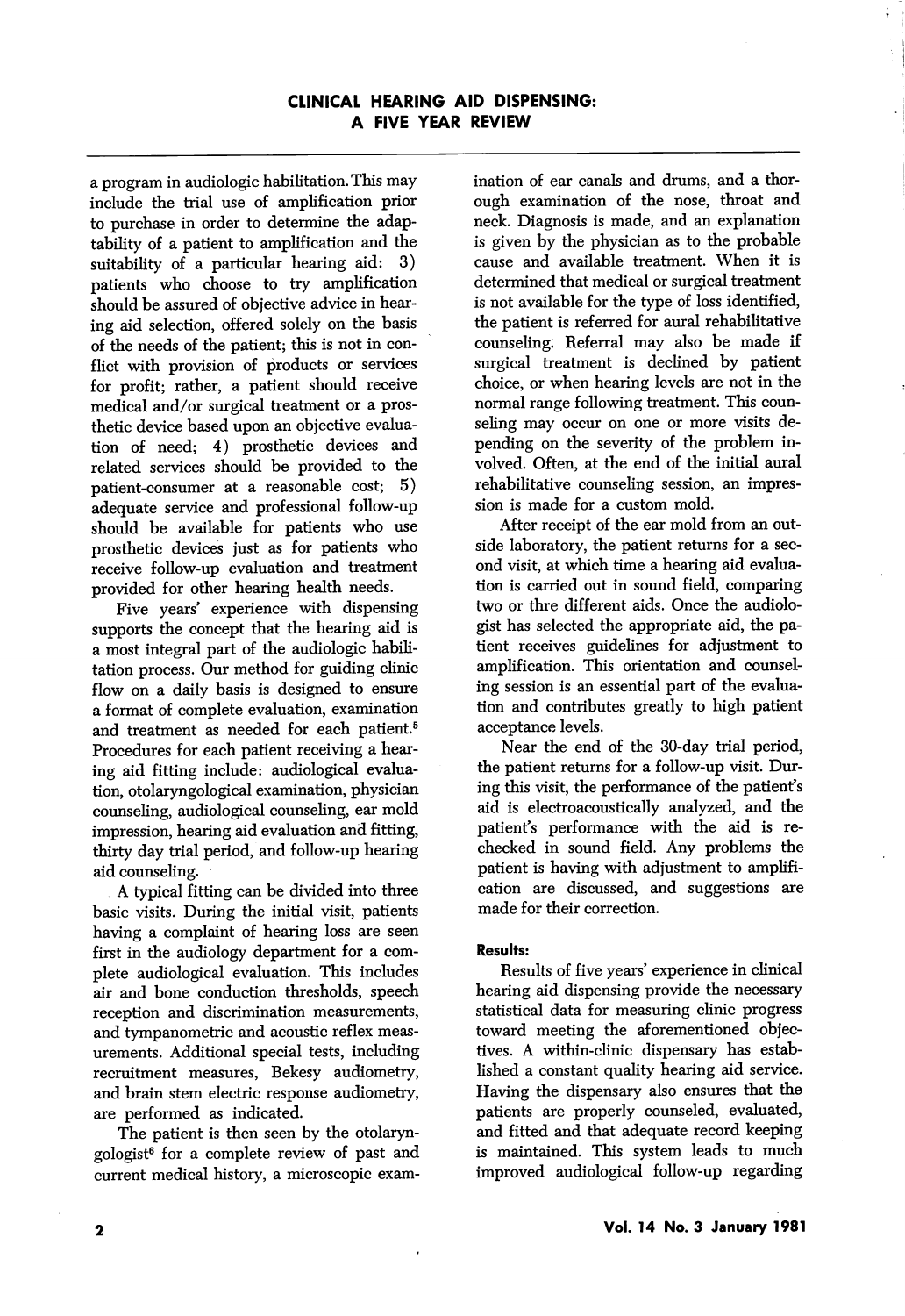a program in audiologic habilitation. This may include the trial use of amplification prior to purchase in order to determine the adaptability of a patient to amplification and the suitability of a particular hearing aid: 3) patients who choose to try amplification should be assured of objective advice in hearing aid selection, offered solely on the basis of the needs of the patient; this is not in conflict with provision of products or services for profit; rather, a patient should receive medical and/or surgical treatment or a prosthetic device based upon an objective evaluation of need; 4) prosthetic devices and related services should be provided to the patient-consumer at a reasonable cost; 5) adequate service and professional follow-up should be available for patients who use prosthetic devices just as for patients who receive follow-up evaluation and treatment provided for other hearing health needs.

Five years' experience with dispensing supports the concept that the hearing aid is a most integral part of the audiologic habilitation process. Our method for guiding clinic flow on a daily basis is designed to ensure a format of complete evaluation, examination and treatment as needed for each patient.[5] Procedures for each patient receiving a hearing aid fitting include: audiological evaluation, otolaryngological examination, physician counseling, audiological counseling, ear mold impression, hearing aid evaluation and fitting, thirty day trial period, and follow-up hearing aid counseling.

A typical fitting can be divided into three basic visits. During the initial visit, patients having a complaint of hearing loss are seen first in the audiology department for a complete audiological evaluation. This includes air and bone conduction thresholds, speech reception and discrimination measurements, and tympanometric and acoustic reflex measurements. Additional special tests, including recruitment measures, Bekesy audiometry, and brain stem electric response audiometry, are performed as indicated.

The patient is then seen by the otolaryngologist[6] for a complete review of past and current medical history, a microscopic examination of ear canals and drums, and a thorough examination of the nose, throat and neck. Diagnosis is made, and an explanation is given by the physician as to the probable cause and available treatment. When it is determined that medical or surgical treatment is not available for the type of loss identified, the patient is referred for aural rehabilitative counseling. Referral may also be made if surgical treatment is declined by patient choice, or when hearing levels are not in the normal range following treatment. This counseling may occur on one or more visits depending on the severity of the problem involved. Often, at the end of the initial aural rehabilitative counseling session, an impression is made for a custom mold.

After receipt of the ear mold from an outside laboratory, the patient returns for a second visit, at which time a hearing aid evaluation is carried out in sound field, comparing two or thre different aids. Once the audiologist has selected the appropriate aid, the patient receives guidelines for adjustment to amplification. This orientation and counseling session is an essential part of the evaluation and contributes greatly to high patient acceptance levels.

Near the end of the 30-day trial period, the patient returns for a follow-up visit. During this visit, the performance of the patient's aid is electroacoustically analyzed, and the patient's performance with the aid is rechecked in sound field. Any problems the patient is having with adjustment to amplification are discussed, and suggestions are made for their correction.

### Results:

Results of five years' experience in clinical hearing aid dispensing provide the necessary statistical data for measuring clinic progress toward meeting the aforementioned objectives. A within-clinic dispensary has established a constant quality hearing aid service. Having the dispensary also ensures that the patients are properly counseled, evaluated, and fitted and that adequate record keeping is maintained. This system leads to much improved audiological follow-up regarding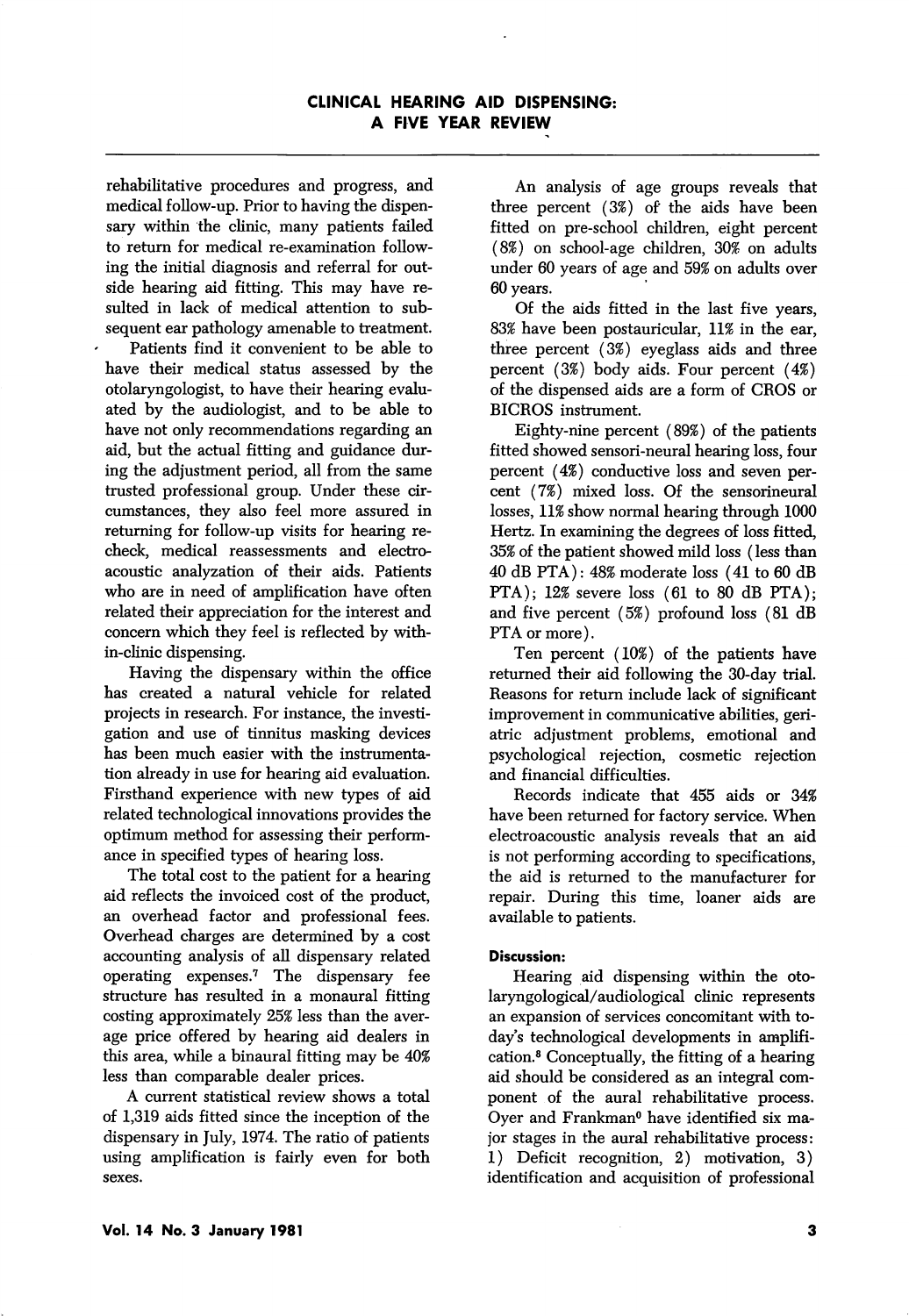rehabilitative procedures and progress, and medical follow-up. Prior to having the dispensary within the clinic, many patients failed to return for medical re-examination following the initial diagnosis and referral for outside hearing aid fitting. This may have resulted in lack of medical attention to subsequent ear pathology amenable to treatment.

Patients find it convenient to be able to have their medical status assessed by the otolaryngologist, to have their hearing evaluated by the audiologist, and to be able to have not only recommendations regarding an aid, but the actual fitting and guidance during the adjustment period, all from the same trusted professional group. Under these circumstances, they also feel more assured in returning for follow-up visits for hearing recheck, medical reassessments and electroacoustic analyzation of their aids. Patients who are in need of amplification have often related their appreciation for the interest and concern which they feel is reflected by within-clinic dispensing.

Having the dispensary within the office has created a natural vehicle for related projects in research. For instance, the investigation and use of tinnitus masking devices has been much easier with the instrumentation already in use for hearing aid evaluation. Firsthand experience with new types of aid related technological innovations provides the optimum method for assessing their performance in specified types of hearing loss.

The total cost to the patient for a hearing aid reflects the invoiced cost of the product, an overhead factor and professional fees. Overhead charges are determined by a cost accounting analysis of all dispensary related operating expenses.[7] The dispensary fee structure has resulted in a monaural fitting costing approximately 25% less than the average price offered by hearing aid dealers in this area, while a binaural fitting may be 40% less than comparable dealer prices.

A current statistical review shows a total of 1,319 aids fitted since the inception of the dispensary in July, 1974. The ratio of patients using amplification is fairly even for both sexes.

An analysis of age groups reveals that three percent (3%) of the aids have been fitted on pre-school children, eight percent (8%) on school-age children, 30% on adults under 60 years of age and 59% on adults over 60 years.

Of the aids fitted in the last five years, 83% have been postauricular, 11% in the ear, three percent (3%) eyeglass aids and three percent (3%) body aids. Four percent (4%) of the dispensed aids are a form of CROS or BICROS instrument.

Eighty-nine percent (89%) of the patients fitted showed sensori-neural hearing loss, four percent (4%) conductive loss and seven percent (7%) mixed loss. Of the sensorineural losses, 11% show normal hearing through 1000 Hertz. In examining the degrees of loss fitted, 35% of the patient showed mild loss (less than 40 dB PTA): 48% moderate loss (41 to 60 dB PTA); 12% severe loss (61 to 80 dB PTA); and five percent (5%) profound loss (81 dB PTA or more).

Ten percent (10%) of the patients have returned their aid following the 30-day trial. Reasons for return include lack of significant improvement in communicative abilities, geriatric adjustment problems, emotional and psychological rejection, cosmetic rejection and financial difficulties.

Records indicate that 455 aids or 34% have been returned for factory service. When electroacoustic analysis reveals that an aid is not performing according to specifications, the aid is returned to the manufacturer for repair. During this time, loaner aids are available to patients.

#### Discussion:

Hearing aid dispensing within the otolaryngological/audiological clinic represents an expansion of services concomitant with today's technological developments in amplification.[8] Conceptually, the fitting of a hearing aid should be considered as an integral component of the aural rehabilitative process. Oyer and Frankman[9] have identified six major stages in the aural rehabilitative process: 1) Deficit recognition, 2) motivation, 3) identification and acquisition of professional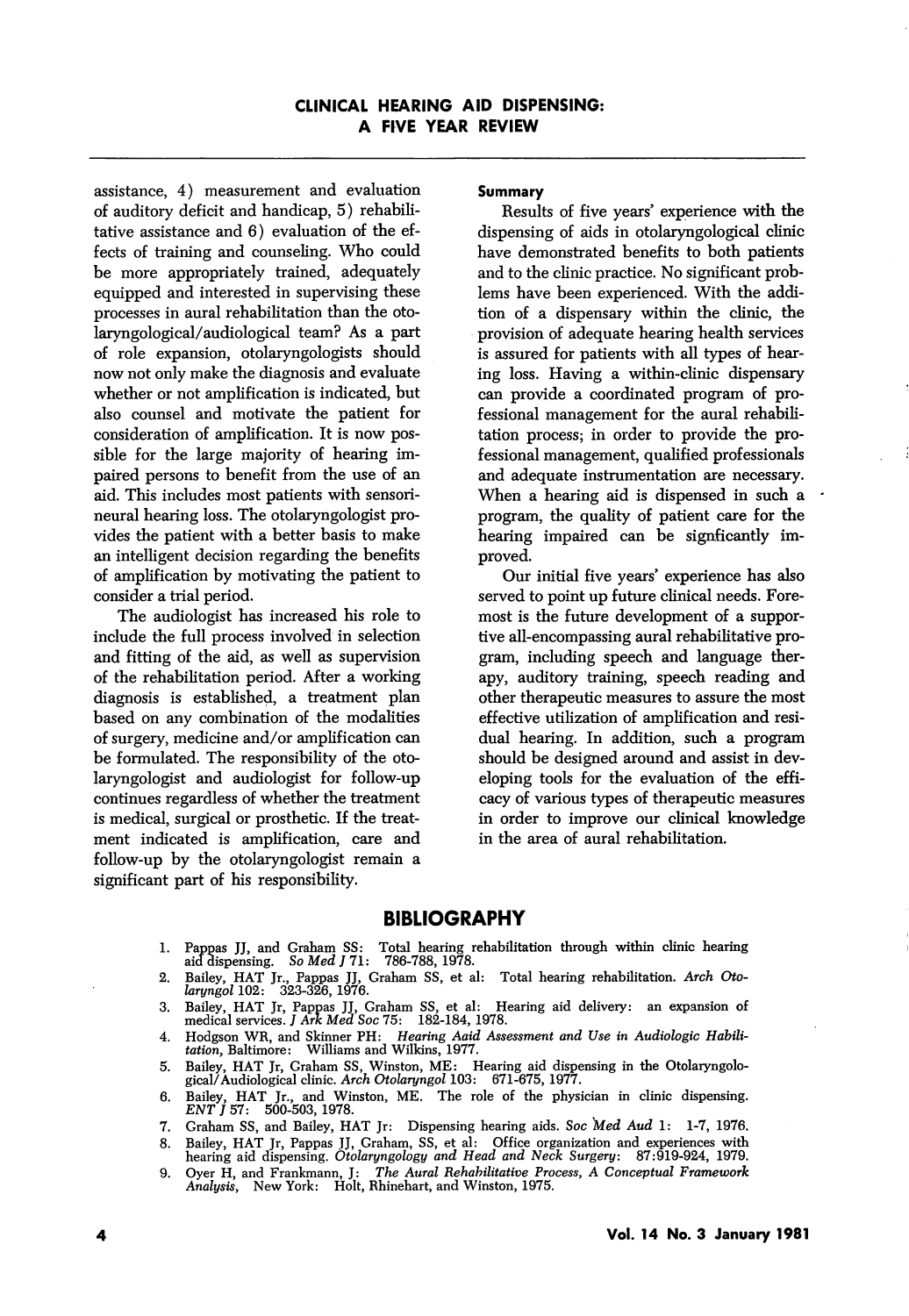assistance, 4) measurement and evaluation of auditory deficit and handicap, 5) rehabilitative assistance and 6) evaluation of the effects of training and counseling. Who could be more appropriately trained, adequately equipped and interested in supervising these processes in aural rehabilitation than the otolaryngological/audiological team? As a part of role expansion, otolaryngologists should now not only make the diagnosis and evaluate whether or not amplification is indicated, but also counsel and motivate the patient for consideration of amplification. It is now possible for the large majority of hearing impaired persons to benefit from the use of an aid. This includes most patients with sensorineural hearing loss. The otolaryngologist provides the patient with a better basis to make an intelligent decision regarding the benefits of amplification by motivating the patient to consider a trial period.

The audiologist has increased his role to include the full process involved in selection and fitting of the aid, as well as supervision of the rehabilitation period. After a working diagnosis is established, a treatment plan based on any combination of the modalities of surgery, medicine and/or amplification can be formulated. The responsibility of the otolaryngologist and audiologist for follow-up continues regardless of whether the treatment is medical, surgical or prosthetic. If the treatment indicated is amplification, care and follow-up by the otolaryngologist remain a significant part of his responsibility.

### Summary

Results of five years' experience with the dispensing of aids in otolaryngological clinic have demonstrated benefits to both patients and to the clinic practice. No significant problems have been experienced. With the addition of a dispensary within the clinic, the provision of adequate hearing health services is assured for patients with all types of hearing loss. Having a within-clinic dispensary can provide a coordinated program of professional management for the aural rehabilitation process; in order to provide the professional management, qualified professionals and adequate instrumentation are necessary. When a hearing aid is dispensed in such a program, the quality of patient care for the hearing impaired can be signficantly improved.

Our initial five years' experience has also served to point up future clinical needs. Foremost is the future development of a supportive all-encompassing aural rehabilitative program, including speech and language therapy, auditory training, speech reading and other therapeutic measures to assure the most effective utilization of amplification and residual hearing. In addition, such a program should be designed around and assist in developing tools for the evaluation of the efficacy of various types of therapeutic measures in order to improve our clinical knowledge in the area of aural rehabilitation.

## BIBLIOGRAPHY

1. Pappas JJ, and Graham SS: Total hearing rehabilitation through within clinic hearing aid dispensing. *So Med J* 71: 786-788, 1978.
2. Bailey, HAT Jr., Pappas JJ, Graham SS, et al: Total hearing rehabilitation. *Arch Otolaryngol* 102: 323-326, 1976.
3. Bailey, HAT Jr, Pappas JJ, Graham SS, et al: Hearing aid delivery: an expansion of medical services. *J Ark Med Soc* 75: 182-184, 1978.
4. Hodgson WR, and Skinner PH: *Hearing Aaid Assessment and Use in Audiologic Habilitation*, Baltimore: Williams and Wilkins, 1977.
5. Bailey, HAT Jr, Graham SS, Winston, ME: Hearing aid dispensing in the Otolaryngological/Audiological clinic. *Arch Otolaryngol* 103: 671-675, 1977.
6. Bailey, HAT Jr., and Winston, ME. The role of the physician in clinic dispensing. *ENT J* 57: 500-503, 1978.
7. Graham SS, and Bailey, HAT Jr: Dispensing hearing aids. *Soc Med Aud* 1: 1-7, 1976.
8. Bailey, HAT Jr, Pappas JJ, Graham, SS, et al: Office organization and experiences with hearing aid dispensing. *Otolaryngology and Head and Neck Surgery*: 87:919-924, 1979.
9. Oyer H, and Frankmann, J: *The Aural Rehabilitative Process, A Conceptual Framework Analysis*, New York: Holt, Rhinehart, and Winston, 1975.